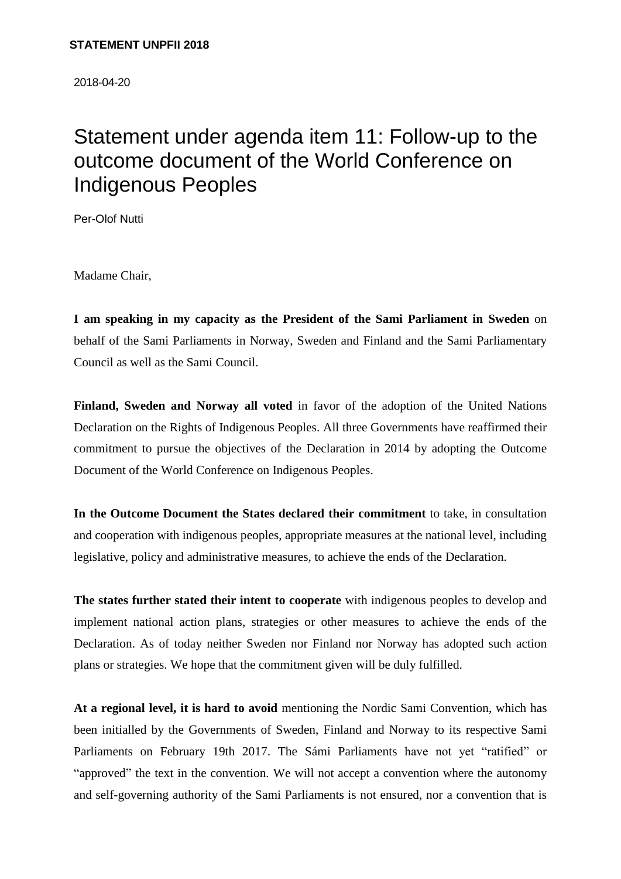**STATEMENT UNPFII 2018**

2018-04-20

# Statement under agenda item 11: Follow-up to the outcome document of the World Conference on Indigenous Peoples

Per-Olof Nutti

Madame Chair,

**I am speaking in my capacity as the President of the Sami Parliament in Sweden** on behalf of the Sami Parliaments in Norway, Sweden and Finland and the Sami Parliamentary Council as well as the Sami Council.

**Finland, Sweden and Norway all voted** in favor of the adoption of the United Nations Declaration on the Rights of Indigenous Peoples. All three Governments have reaffirmed their commitment to pursue the objectives of the Declaration in 2014 by adopting the Outcome Document of the World Conference on Indigenous Peoples.

**In the Outcome Document the States declared their commitment** to take, in consultation and cooperation with indigenous peoples, appropriate measures at the national level, including legislative, policy and administrative measures, to achieve the ends of the Declaration.

**The states further stated their intent to cooperate** with indigenous peoples to develop and implement national action plans, strategies or other measures to achieve the ends of the Declaration. As of today neither Sweden nor Finland nor Norway has adopted such action plans or strategies. We hope that the commitment given will be duly fulfilled.

**At a regional level, it is hard to avoid** mentioning the Nordic Sami Convention, which has been initialled by the Governments of Sweden, Finland and Norway to its respective Sami Parliaments on February 19th 2017. The Sámi Parliaments have not yet "ratified" or "approved" the text in the convention. We will not accept a convention where the autonomy and self-governing authority of the Sami Parliaments is not ensured, nor a convention that is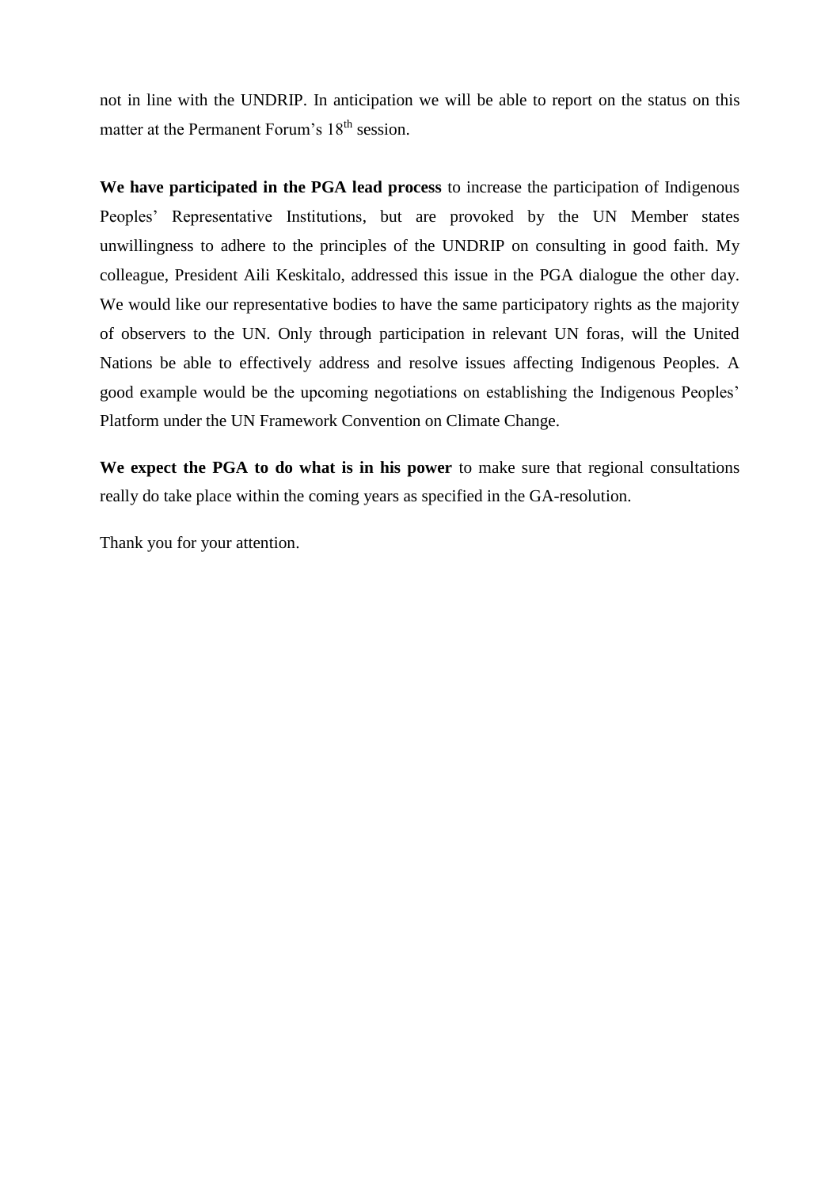not in line with the UNDRIP. In anticipation we will be able to report on the status on this matter at the Permanent Forum's 18th session.

**We have participated in the PGA lead process** to increase the participation of Indigenous Peoples' Representative Institutions, but are provoked by the UN Member states unwillingness to adhere to the principles of the UNDRIP on consulting in good faith. My colleague, President Aili Keskitalo, addressed this issue in the PGA dialogue the other day. We would like our representative bodies to have the same participatory rights as the majority of observers to the UN. Only through participation in relevant UN foras, will the United Nations be able to effectively address and resolve issues affecting Indigenous Peoples. A good example would be the upcoming negotiations on establishing the Indigenous Peoples' Platform under the UN Framework Convention on Climate Change.

**We expect the PGA to do what is in his power** to make sure that regional consultations really do take place within the coming years as specified in the GA-resolution.

Thank you for your attention.